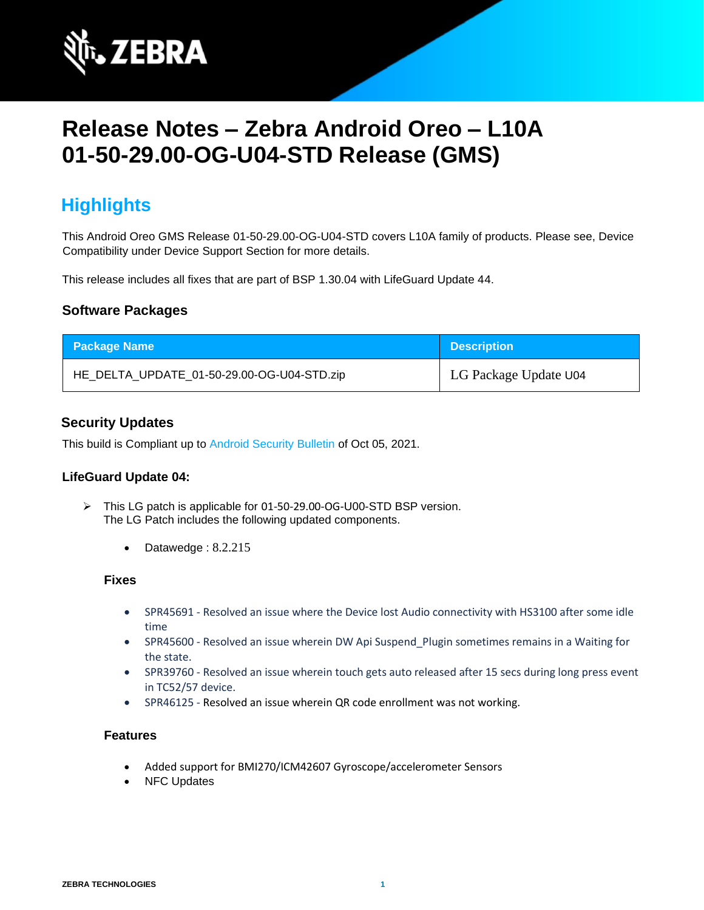# Release Notes – Zebra Android Oreo – L10A 01-50-29.00-OG-U04-STD Release (GMS)

## Highlights

This Android Oreo GMS Release 01-50-29.00-OG-U04-STD covers L10A family of products. Please see, Device Compatibility under Device Support Section for more details.

This release includes all fixes that are part of BSP 1.30.04 with LifeGuard Update 44.

### Software Packages

| Package Name | Description |
|---|---|
| HE_DELTA_UPDATE_01-50-29.00-OG-U04-STD.zip | LG Package Update U04 |

### Security Updates

This build is Compliant up to Android Security Bulletin of Oct 05, 2021.

### LifeGuard Update 04:

- This LG patch is applicable for 01-50-29.00-OG-U00-STD BSP version.
  The LG Patch includes the following updated components.

  - Datawedge : 8.2.215

#### Fixes

- SPR45691 - Resolved an issue where the Device lost Audio connectivity with HS3100 after some idle time
- SPR45600 - Resolved an issue wherein DW Api Suspend_Plugin sometimes remains in a Waiting for the state.
- SPR39760 - Resolved an issue wherein touch gets auto released after 15 secs during long press event in TC52/57 device.
- SPR46125 - Resolved an issue wherein QR code enrollment was not working.

#### Features

- Added support for BMI270/ICM42607 Gyroscope/accelerometer Sensors
- NFC Updates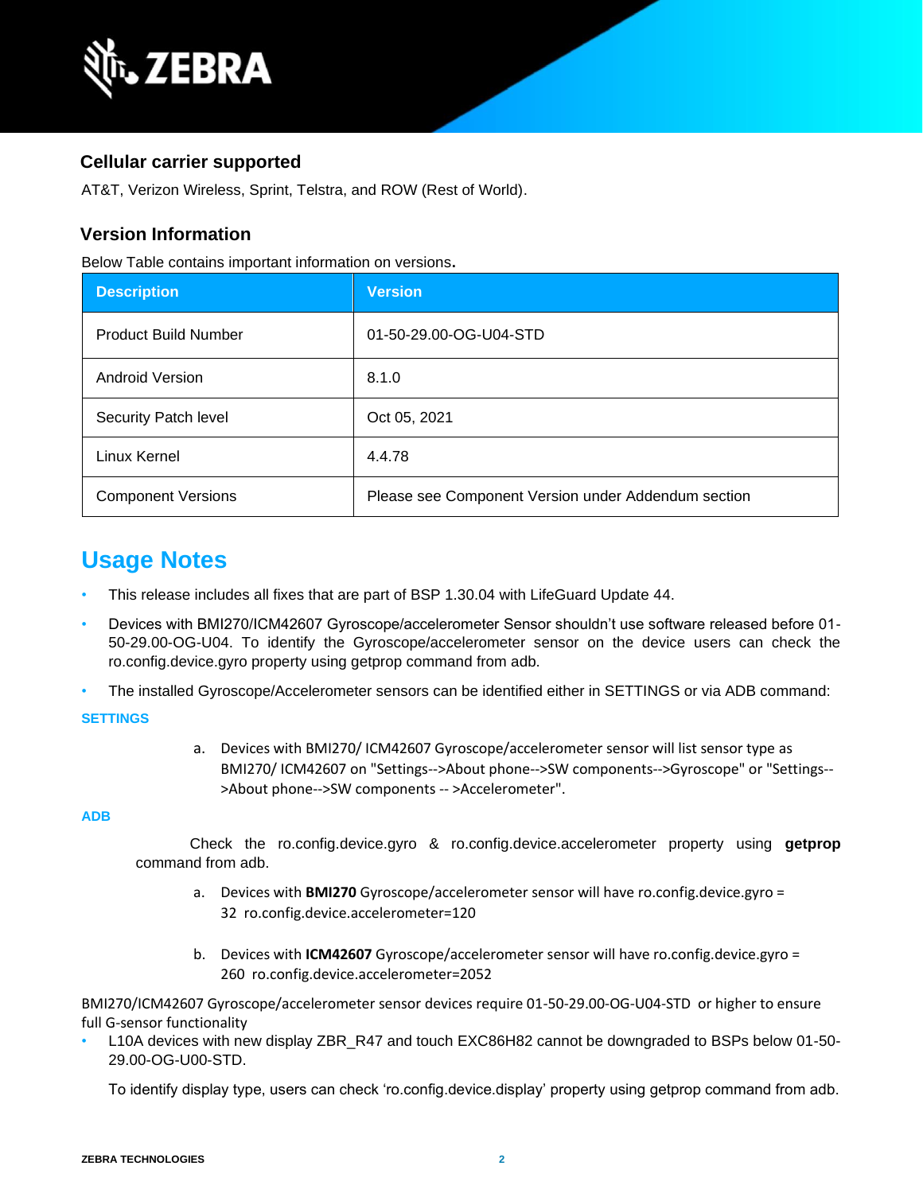### Cellular carrier supported

AT&T, Verizon Wireless, Sprint, Telstra, and ROW (Rest of World).

### Version Information

Below Table contains important information on versions.

| Description | Version |
|---|---|
| Product Build Number | 01-50-29.00-OG-U04-STD |
| Android Version | 8.1.0 |
| Security Patch level | Oct 05, 2021 |
| Linux Kernel | 4.4.78 |
| Component Versions | Please see Component Version under Addendum section |

## Usage Notes

- This release includes all fixes that are part of BSP 1.30.04 with LifeGuard Update 44.
- Devices with BMI270/ICM42607 Gyroscope/accelerometer Sensor shouldn't use software released before 01-50-29.00-OG-U04. To identify the Gyroscope/accelerometer sensor on the device users can check the ro.config.device.gyro property using getprop command from adb.
- The installed Gyroscope/Accelerometer sensors can be identified either in SETTINGS or via ADB command:

**SETTINGS**

a. Devices with BMI270/ ICM42607 Gyroscope/accelerometer sensor will list sensor type as BMI270/ ICM42607 on "Settings-->About phone-->SW components-->Gyroscope" or "Settings-->About phone-->SW components -- >Accelerometer".

**ADB**

Check the ro.config.device.gyro & ro.config.device.accelerometer property using **getprop** command from adb.

a. Devices with **BMI270** Gyroscope/accelerometer sensor will have ro.config.device.gyro = 32 ro.config.device.accelerometer=120

b. Devices with **ICM42607** Gyroscope/accelerometer sensor will have ro.config.device.gyro = 260 ro.config.device.accelerometer=2052

BMI270/ICM42607 Gyroscope/accelerometer sensor devices require 01-50-29.00-OG-U04-STD or higher to ensure full G-sensor functionality

- L10A devices with new display ZBR_R47 and touch EXC86H82 cannot be downgraded to BSPs below 01-50-29.00-OG-U00-STD.

  To identify display type, users can check 'ro.config.device.display' property using getprop command from adb.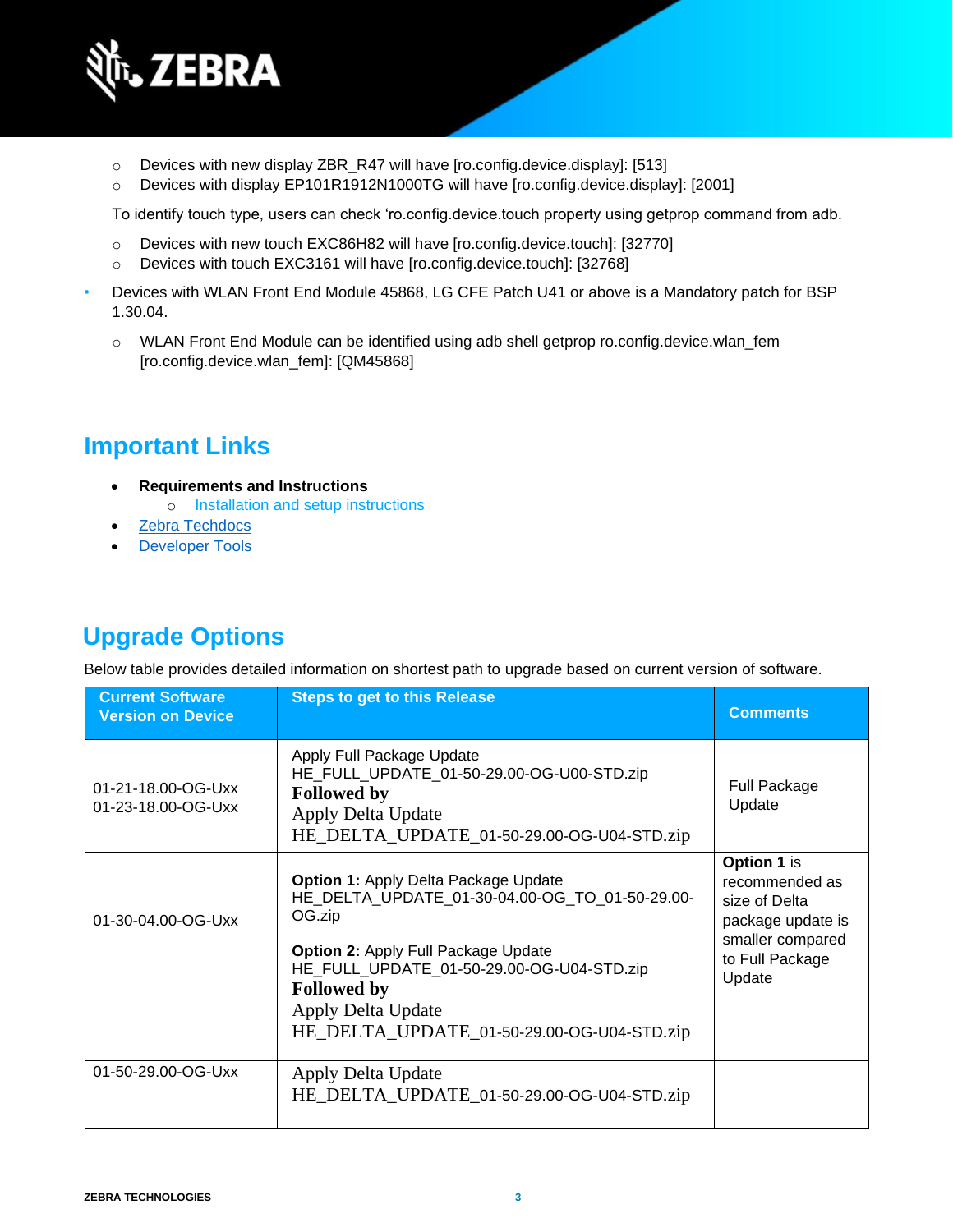- Devices with new display ZBR_R47 will have [ro.config.device.display]: [513]
- Devices with display EP101R1912N1000TG will have [ro.config.device.display]: [2001]

To identify touch type, users can check 'ro.config.device.touch property using getprop command from adb.

- Devices with new touch EXC86H82 will have [ro.config.device.touch]: [32770]
- Devices with touch EXC3161 will have [ro.config.device.touch]: [32768]

- Devices with WLAN Front End Module 45868, LG CFE Patch U41 or above is a Mandatory patch for BSP 1.30.04.
  - WLAN Front End Module can be identified using adb shell getprop ro.config.device.wlan_fem [ro.config.device.wlan_fem]: [QM45868]

## Important Links

- **Requirements and Instructions**
  - Installation and setup instructions
- Zebra Techdocs
- Developer Tools

## Upgrade Options

Below table provides detailed information on shortest path to upgrade based on current version of software.

| Current Software Version on Device | Steps to get to this Release | Comments |
|---|---|---|
| 01-21-18.00-OG-Uxx<br>01-23-18.00-OG-Uxx | Apply Full Package Update<br>HE_FULL_UPDATE_01-50-29.00-OG-U00-STD.zip<br>**Followed by**<br>Apply Delta Update<br>HE_DELTA_UPDATE_01-50-29.00-OG-U04-STD.zip | Full Package Update |
| 01-30-04.00-OG-Uxx | **Option 1:** Apply Delta Package Update<br>HE_DELTA_UPDATE_01-30-04.00-OG_TO_01-50-29.00-OG.zip<br><br>**Option 2:** Apply Full Package Update<br>HE_FULL_UPDATE_01-50-29.00-OG-U04-STD.zip<br>**Followed by**<br>Apply Delta Update<br>HE_DELTA_UPDATE_01-50-29.00-OG-U04-STD.zip | **Option 1** is recommended as size of Delta package update is smaller compared to Full Package Update |
| 01-50-29.00-OG-Uxx | Apply Delta Update<br>HE_DELTA_UPDATE_01-50-29.00-OG-U04-STD.zip | |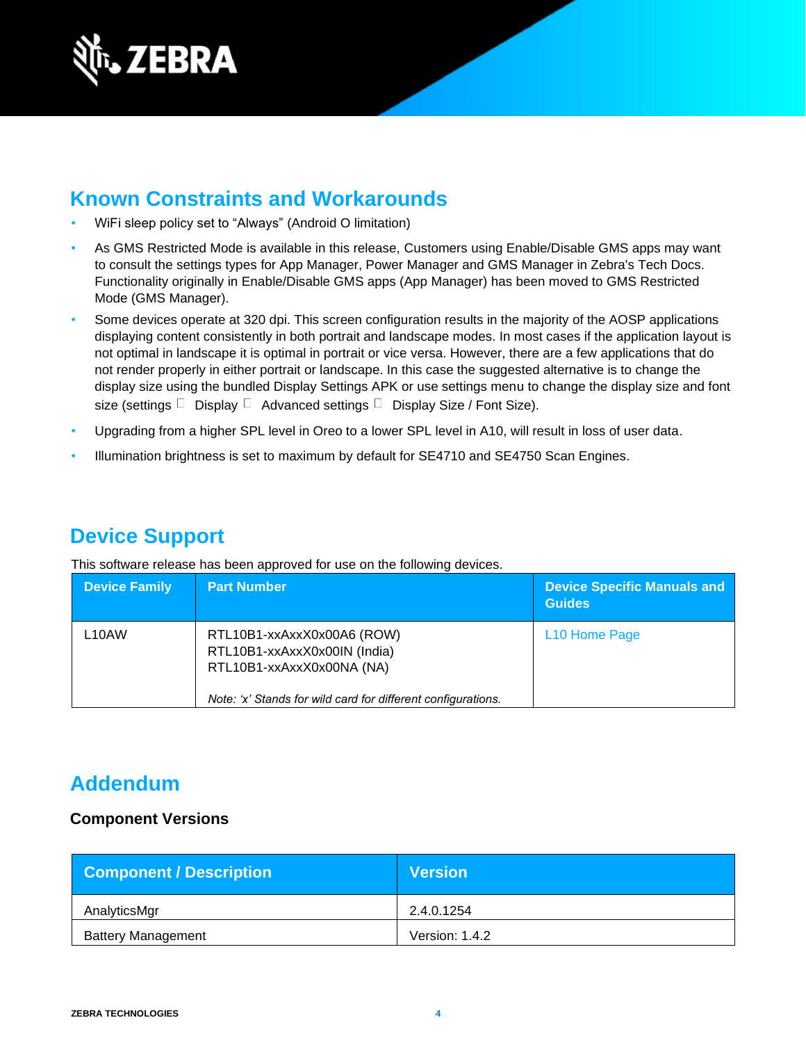## Known Constraints and Workarounds

- WiFi sleep policy set to "Always" (Android O limitation)
- As GMS Restricted Mode is available in this release, Customers using Enable/Disable GMS apps may want to consult the settings types for App Manager, Power Manager and GMS Manager in Zebra's Tech Docs. Functionality originally in Enable/Disable GMS apps (App Manager) has been moved to GMS Restricted Mode (GMS Manager).
- Some devices operate at 320 dpi. This screen configuration results in the majority of the AOSP applications displaying content consistently in both portrait and landscape modes. In most cases if the application layout is not optimal in landscape it is optimal in portrait or vice versa. However, there are a few applications that do not render properly in either portrait or landscape. In this case the suggested alternative is to change the display size using the bundled Display Settings APK or use settings menu to change the display size and font size (settings  Display  Advanced settings  Display Size / Font Size).
- Upgrading from a higher SPL level in Oreo to a lower SPL level in A10, will result in loss of user data.
- Illumination brightness is set to maximum by default for SE4710 and SE4750 Scan Engines.

## Device Support

This software release has been approved for use on the following devices.

| Device Family | Part Number | Device Specific Manuals and Guides |
|---|---|---|
| L10AW | RTL10B1-xxAxxX0x00A6 (ROW)<br>RTL10B1-xxAxxX0x00IN (India)<br>RTL10B1-xxAxxX0x00NA (NA)<br><br>*Note: 'x' Stands for wild card for different configurations.* | L10 Home Page |

## Addendum

### Component Versions

| Component / Description | Version |
|---|---|
| AnalyticsMgr | 2.4.0.1254 |
| Battery Management | Version: 1.4.2 |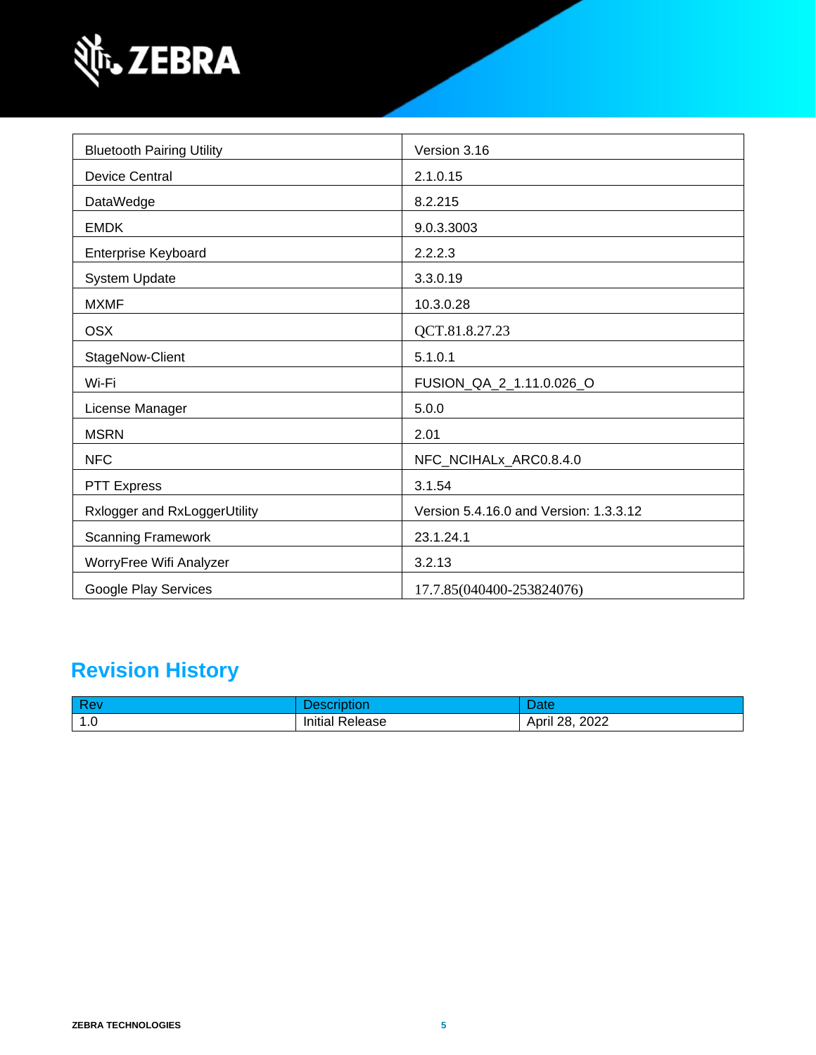| | |
|---|---|
| Bluetooth Pairing Utility | Version 3.16 |
| Device Central | 2.1.0.15 |
| DataWedge | 8.2.215 |
| EMDK | 9.0.3.3003 |
| Enterprise Keyboard | 2.2.2.3 |
| System Update | 3.3.0.19 |
| MXMF | 10.3.0.28 |
| OSX | QCT.81.8.27.23 |
| StageNow-Client | 5.1.0.1 |
| Wi-Fi | FUSION_QA_2_1.11.0.026_O |
| License Manager | 5.0.0 |
| MSRN | 2.01 |
| NFC | NFC_NCIHALx_ARC0.8.4.0 |
| PTT Express | 3.1.54 |
| Rxlogger and RxLoggerUtility | Version 5.4.16.0 and Version: 1.3.3.12 |
| Scanning Framework | 23.1.24.1 |
| WorryFree Wifi Analyzer | 3.2.13 |
| Google Play Services | 17.7.85(040400-253824076) |

## Revision History

| Rev | Description | Date |
|---|---|---|
| 1.0 | Initial Release | April 28, 2022 |